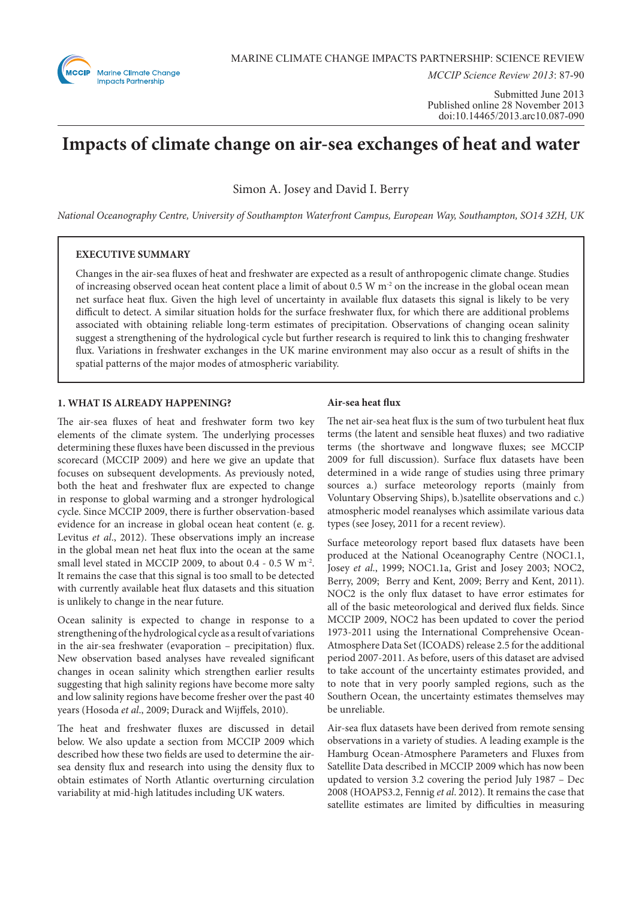MARINE CLIMATE CHANGE IMPACTS PARTNERSHIP: SCIENCE REVIEW

*MCCIP Science Review 2013*: 87-90

Submitted June 2013
Published online 28 November 2013
doi:10.14465/2013.arc10.087-090

# Impacts of climate change on air-sea exchanges of heat and water

Simon A. Josey and David I. Berry

*National Oceanography Centre, University of Southampton Waterfront Campus, European Way, Southampton, SO14 3ZH, UK*

## EXECUTIVE SUMMARY

Changes in the air-sea fluxes of heat and freshwater are expected as a result of anthropogenic climate change. Studies of increasing observed ocean heat content place a limit of about 0.5 W m$^{-2}$ on the increase in the global ocean mean net surface heat flux. Given the high level of uncertainty in available flux datasets this signal is likely to be very difficult to detect. A similar situation holds for the surface freshwater flux, for which there are additional problems associated with obtaining reliable long-term estimates of precipitation. Observations of changing ocean salinity suggest a strengthening of the hydrological cycle but further research is required to link this to changing freshwater flux. Variations in freshwater exchanges in the UK marine environment may also occur as a result of shifts in the spatial patterns of the major modes of atmospheric variability.

## 1. WHAT IS ALREADY HAPPENING?

The air-sea fluxes of heat and freshwater form two key elements of the climate system. The underlying processes determining these fluxes have been discussed in the previous scorecard (MCCIP 2009) and here we give an update that focuses on subsequent developments. As previously noted, both the heat and freshwater flux are expected to change in response to global warming and a stronger hydrological cycle. Since MCCIP 2009, there is further observation-based evidence for an increase in global ocean heat content (e. g. Levitus *et al*., 2012). These observations imply an increase in the global mean net heat flux into the ocean at the same small level stated in MCCIP 2009, to about 0.4 - 0.5 W m$^{-2}$. It remains the case that this signal is too small to be detected with currently available heat flux datasets and this situation is unlikely to change in the near future.

Ocean salinity is expected to change in response to a strengthening of the hydrological cycle as a result of variations in the air-sea freshwater (evaporation – precipitation) flux. New observation based analyses have revealed significant changes in ocean salinity which strengthen earlier results suggesting that high salinity regions have become more salty and low salinity regions have become fresher over the past 40 years (Hosoda *et al*., 2009; Durack and Wijffels, 2010).

The heat and freshwater fluxes are discussed in detail below. We also update a section from MCCIP 2009 which described how these two fields are used to determine the air-sea density flux and research into using the density flux to obtain estimates of North Atlantic overturning circulation variability at mid-high latitudes including UK waters.

### Air-sea heat flux

The net air-sea heat flux is the sum of two turbulent heat flux terms (the latent and sensible heat fluxes) and two radiative terms (the shortwave and longwave fluxes; see MCCIP 2009 for full discussion). Surface flux datasets have been determined in a wide range of studies using three primary sources a.) surface meteorology reports (mainly from Voluntary Observing Ships), b.)satellite observations and c.) atmospheric model reanalyses which assimilate various data types (see Josey, 2011 for a recent review).

Surface meteorology report based flux datasets have been produced at the National Oceanography Centre (NOC1.1, Josey *et al*., 1999; NOC1.1a, Grist and Josey 2003; NOC2, Berry, 2009; Berry and Kent, 2009; Berry and Kent, 2011). NOC2 is the only flux dataset to have error estimates for all of the basic meteorological and derived flux fields. Since MCCIP 2009, NOC2 has been updated to cover the period 1973-2011 using the International Comprehensive Ocean-Atmosphere Data Set (ICOADS) release 2.5 for the additional period 2007-2011. As before, users of this dataset are advised to take account of the uncertainty estimates provided, and to note that in very poorly sampled regions, such as the Southern Ocean, the uncertainty estimates themselves may be unreliable.

Air-sea flux datasets have been derived from remote sensing observations in a variety of studies. A leading example is the Hamburg Ocean-Atmosphere Parameters and Fluxes from Satellite Data described in MCCIP 2009 which has now been updated to version 3.2 covering the period July 1987 – Dec 2008 (HOAPS3.2, Fennig *et al*. 2012). It remains the case that satellite estimates are limited by difficulties in measuring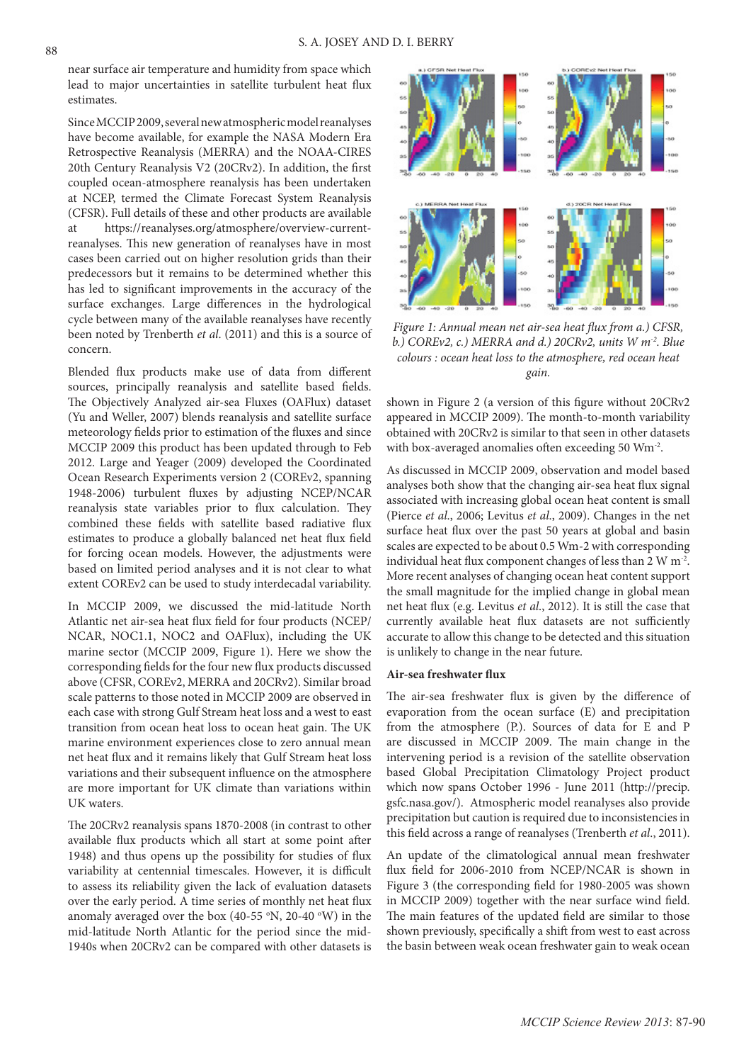near surface air temperature and humidity from space which lead to major uncertainties in satellite turbulent heat flux estimates.

Since MCCIP 2009, several new atmospheric model reanalyses have become available, for example the NASA Modern Era Retrospective Reanalysis (MERRA) and the NOAA-CIRES 20th Century Reanalysis V2 (20CRv2). In addition, the first coupled ocean-atmosphere reanalysis has been undertaken at NCEP, termed the Climate Forecast System Reanalysis (CFSR). Full details of these and other products are available at https://reanalyses.org/atmosphere/overview-current-reanalyses. This new generation of reanalyses have in most cases been carried out on higher resolution grids than their predecessors but it remains to be determined whether this has led to significant improvements in the accuracy of the surface exchanges. Large differences in the hydrological cycle between many of the available reanalyses have recently been noted by Trenberth *et al.* (2011) and this is a source of concern.

Blended flux products make use of data from different sources, principally reanalysis and satellite based fields. The Objectively Analyzed air-sea Fluxes (OAFlux) dataset (Yu and Weller, 2007) blends reanalysis and satellite surface meteorology fields prior to estimation of the fluxes and since MCCIP 2009 this product has been updated through to Feb 2012. Large and Yeager (2009) developed the Coordinated Ocean Research Experiments version 2 (COREv2, spanning 1948-2006) turbulent fluxes by adjusting NCEP/NCAR reanalysis state variables prior to flux calculation. They combined these fields with satellite based radiative flux estimates to produce a globally balanced net heat flux field for forcing ocean models. However, the adjustments were based on limited period analyses and it is not clear to what extent COREv2 can be used to study interdecadal variability.

In MCCIP 2009, we discussed the mid-latitude North Atlantic net air-sea heat flux field for four products (NCEP/NCAR, NOC1.1, NOC2 and OAFlux), including the UK marine sector (MCCIP 2009, Figure 1). Here we show the corresponding fields for the four new flux products discussed above (CFSR, COREv2, MERRA and 20CRv2). Similar broad scale patterns to those noted in MCCIP 2009 are observed in each case with strong Gulf Stream heat loss and a west to east transition from ocean heat loss to ocean heat gain. The UK marine environment experiences close to zero annual mean net heat flux and it remains likely that Gulf Stream heat loss variations and their subsequent influence on the atmosphere are more important for UK climate than variations within UK waters.

The 20CRv2 reanalysis spans 1870-2008 (in contrast to other available flux products which all start at some point after 1948) and thus opens up the possibility for studies of flux variability at centennial timescales. However, it is difficult to assess its reliability given the lack of evaluation datasets over the early period. A time series of monthly net heat flux anomaly averaged over the box (40-55 °N, 20-40 °W) in the mid-latitude North Atlantic for the period since the mid-1940s when 20CRv2 can be compared with other datasets is shown in Figure 2 (a version of this figure without 20CRv2 appeared in MCCIP 2009). The month-to-month variability obtained with 20CRv2 is similar to that seen in other datasets with box-averaged anomalies often exceeding 50 Wm$^{-2}$.

*Figure 1: Annual mean net air-sea heat flux from a.) CFSR, b.) COREv2, c.) MERRA and d.) 20CRv2, units W m$^{-2}$. Blue colours : ocean heat loss to the atmosphere, red ocean heat gain.*

As discussed in MCCIP 2009, observation and model based analyses both show that the changing air-sea heat flux signal associated with increasing global ocean heat content is small (Pierce *et al.*, 2006; Levitus *et al.*, 2009). Changes in the net surface heat flux over the past 50 years at global and basin scales are expected to be about 0.5 Wm-2 with corresponding individual heat flux component changes of less than 2 W m$^{-2}$. More recent analyses of changing ocean heat content support the small magnitude for the implied change in global mean net heat flux (e.g. Levitus *et al.*, 2012). It is still the case that currently available heat flux datasets are not sufficiently accurate to allow this change to be detected and this situation is unlikely to change in the near future.

### Air-sea freshwater flux

The air-sea freshwater flux is given by the difference of evaporation from the ocean surface (E) and precipitation from the atmosphere (P.). Sources of data for E and P are discussed in MCCIP 2009. The main change in the intervening period is a revision of the satellite observation based Global Precipitation Climatology Project product which now spans October 1996 - June 2011 (http://precip.gsfc.nasa.gov/). Atmospheric model reanalyses also provide precipitation but caution is required due to inconsistencies in this field across a range of reanalyses (Trenberth *et al.*, 2011).

An update of the climatological annual mean freshwater flux field for 2006-2010 from NCEP/NCAR is shown in Figure 3 (the corresponding field for 1980-2005 was shown in MCCIP 2009) together with the near surface wind field. The main features of the updated field are similar to those shown previously, specifically a shift from west to east across the basin between weak ocean freshwater gain to weak ocean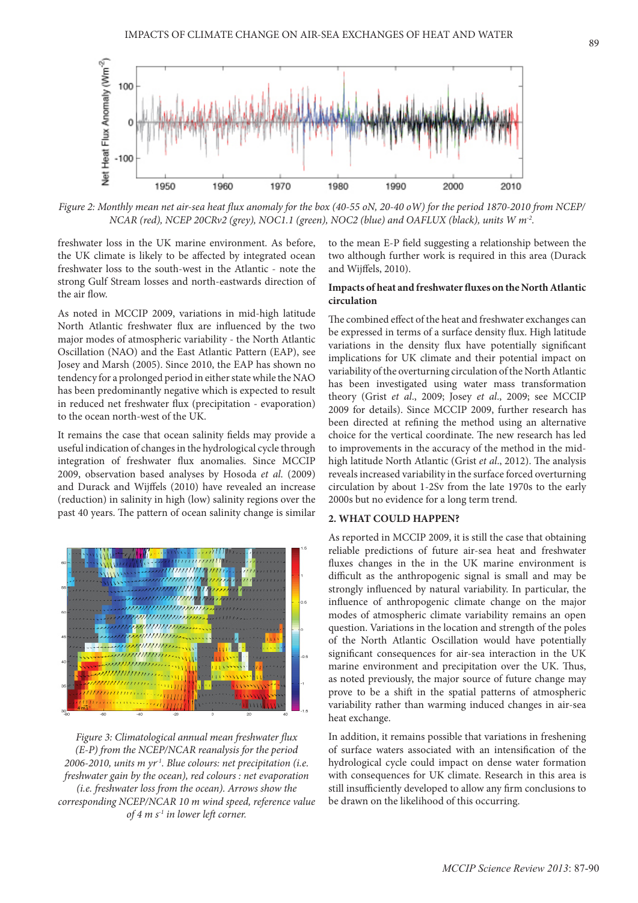Figure 2: Monthly mean net air-sea heat flux anomaly for the box (40-55 oN, 20-40 oW) for the period 1870-2010 from NCEP/NCAR (red), NCEP 20CRv2 (grey), NOC1.1 (green), NOC2 (blue) and OAFLUX (black), units W m$^{-2}$.

freshwater loss in the UK marine environment. As before, the UK climate is likely to be affected by integrated ocean freshwater loss to the south-west in the Atlantic - note the strong Gulf Stream losses and north-eastwards direction of the air flow.

As noted in MCCIP 2009, variations in mid-high latitude North Atlantic freshwater flux are influenced by the two major modes of atmospheric variability - the North Atlantic Oscillation (NAO) and the East Atlantic Pattern (EAP), see Josey and Marsh (2005). Since 2010, the EAP has shown no tendency for a prolonged period in either state while the NAO has been predominantly negative which is expected to result in reduced net freshwater flux (precipitation - evaporation) to the ocean north-west of the UK.

It remains the case that ocean salinity fields may provide a useful indication of changes in the hydrological cycle through integration of freshwater anomalies. Since MCCIP 2009, observation based analyses by Hosoda *et al.* (2009) and Durack and Wijffels (2010) have revealed an increase (reduction) in salinity in high (low) salinity regions over the past 40 years. The pattern of ocean salinity change is similar to the mean E-P field suggesting a relationship between the two although further work is required in this area (Durack and Wijffels, 2010).

Figure 3: Climatological annual mean freshwater flux (E-P) from the NCEP/NCAR reanalysis for the period 2006-2010, units m yr$^{-1}$. Blue colours: net precipitation (i.e. freshwater gain by the ocean), red colours : net evaporation (i.e. freshwater loss from the ocean). Arrows show the corresponding NCEP/NCAR 10 m wind speed, reference value of 4 m s$^{-1}$ in lower left corner.

**Impacts of heat and freshwater fluxes on the North Atlantic circulation**

The combined effect of the heat and freshwater exchanges can be expressed in terms of a surface density flux. High latitude variations in the density flux have potentially significant implications for UK climate and their potential impact on variability of the overturning circulation of the North Atlantic has been investigated using water mass transformation theory (Grist *et al.*, 2009; Josey *et al.*, 2009; see MCCIP 2009 for details). Since MCCIP 2009, further research has been directed at refining the method using an alternative choice for the vertical coordinate. The new research has led to improvements in the accuracy of the method in the mid-high latitude North Atlantic (Grist *et al.*, 2012). The analysis reveals increased variability in the surface forced overturning circulation by about 1-2Sv from the late 1970s to the early 2000s but no evidence for a long term trend.

## 2. WHAT COULD HAPPEN?

As reported in MCCIP 2009, it is still the case that obtaining reliable predictions of future air-sea heat and freshwater fluxes changes in the in the UK marine environment is difficult as the anthropogenic signal is small and may be strongly influenced by natural variability. In particular, the influence of anthropogenic climate change on the major modes of atmospheric climate variability remains an open question. Variations in the location and strength of the poles of the North Atlantic Oscillation would have potentially significant consequences for air-sea interaction in the UK marine environment and precipitation over the UK. Thus, as noted previously, the major source of future change may prove to be a shift in the spatial patterns of atmospheric variability rather than warming induced changes in air-sea heat exchange.

In addition, it remains possible that variations in freshening of surface waters associated with an intensification of the hydrological cycle could impact on dense water formation with consequences for UK climate. Research in this area is still insufficiently developed to allow any firm conclusions to be drawn on the likelihood of this occurring.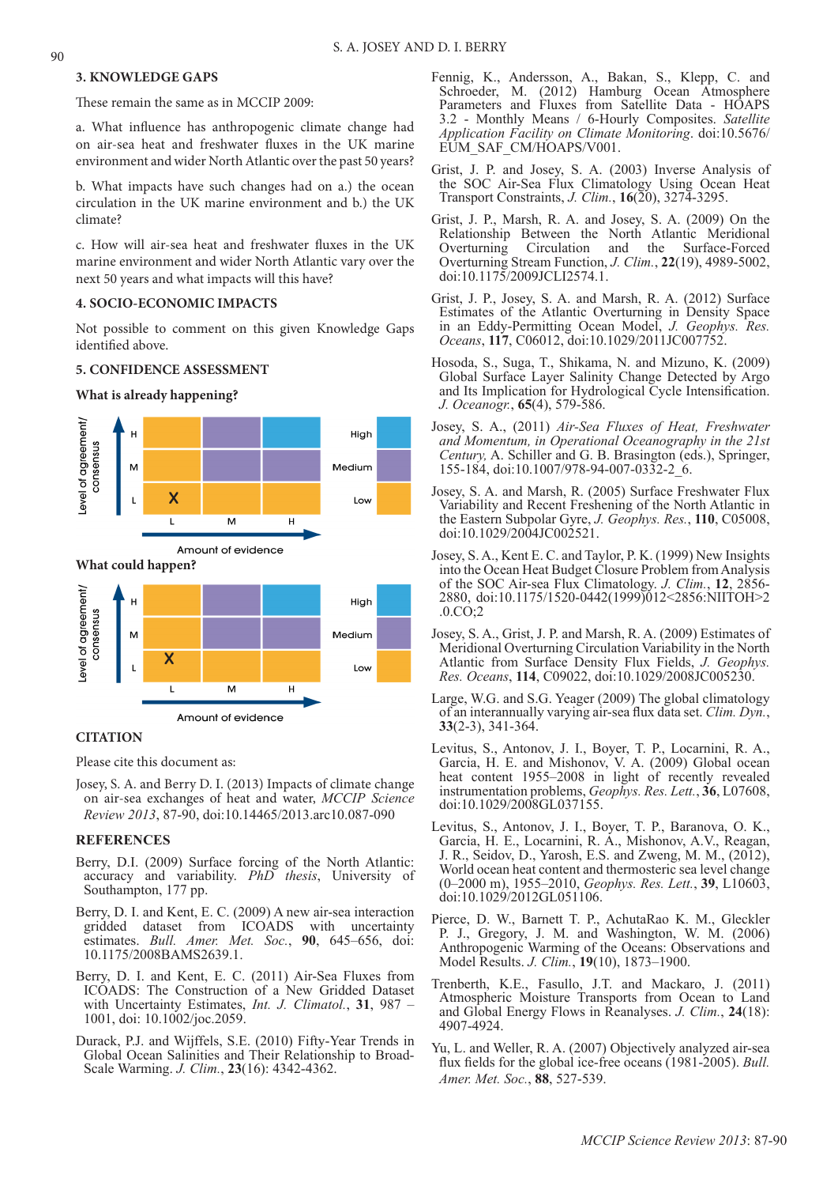## 3. KNOWLEDGE GAPS

These remain the same as in MCCIP 2009:

a. What influence has anthropogenic climate change had on air-sea heat and freshwater fluxes in the UK marine environment and wider North Atlantic over the past 50 years?

b. What impacts have such changes had on a.) the ocean circulation in the UK marine environment and b.) the UK climate?

c. How will air-sea heat and freshwater fluxes in the UK marine environment and wider North Atlantic vary over the next 50 years and what impacts will this have?

## 4. SOCIO-ECONOMIC IMPACTS

Not possible to comment on this given Knowledge Gaps identified above.

## 5. CONFIDENCE ASSESSMENT

### What is already happening?

Level of agreement/ consensus
H
M
L
X
L M H
Amount of evidence
High
Medium
Low

### What could happen?

Level of agreement/ consensus
H
M
L
X
L M H
Amount of evidence
High
Medium
Low

## CITATION

Please cite this document as:

Josey, S. A. and Berry D. I. (2013) Impacts of climate change on air-sea exchanges of heat and water, *MCCIP Science Review 2013*, 87-90, doi:10.14465/2013.arc10.087-090

## REFERENCES

Berry, D.I. (2009) Surface forcing of the North Atlantic: accuracy and variability. *PhD thesis*, University of Southampton, 177 pp.

Berry, D. I. and Kent, E. C. (2009) A new air-sea interaction gridded dataset from ICOADS with uncertainty estimates. *Bull. Amer. Met. Soc.*, **90**, 645–656, doi: 10.1175/2008BAMS2639.1.

Berry, D. I. and Kent, E. C. (2011) Air-Sea Fluxes from ICOADS: The Construction of a New Gridded Dataset with Uncertainty Estimates, *Int. J. Climatol.*, **31**, 987 – 1001, doi: 10.1002/joc.2059.

Durack, P.J. and Wijffels, S.E. (2010) Fifty-Year Trends in Global Ocean Salinities and Their Relationship to Broad-Scale Warming. *J. Clim.*, **23**(16): 4342-4362.

Fennig, K., Andersson, A., Bakan, S., Klepp, C. and Schroeder, M. (2012) Hamburg Ocean Atmosphere Parameters and Fluxes from Satellite Data - HOAPS 3.2 - Monthly Means / 6-Hourly Composites. *Satellite Application Facility on Climate Monitoring*. doi:10.5676/EUM_SAF_CM/HOAPS/V001.

Grist, J. P. and Josey, S. A. (2003) Inverse Analysis of the SOC Air-Sea Flux Climatology Using Ocean Heat Transport Constraints, *J. Clim.*, **16**(20), 3274-3295.

Grist, J. P., Marsh, R. A. and Josey, S. A. (2009) On the Relationship Between the North Atlantic Meridional Overturning Circulation and the Surface-Forced Overturning Stream Function, *J. Clim.*, **22**(19), 4989-5002, doi:10.1175/2009JCLI2574.1.

Grist, J. P., Josey, S. A. and Marsh, R. A. (2012) Surface Estimates of the Atlantic Overturning in Density Space in an Eddy-Permitting Ocean Model, *J. Geophys. Res. Oceans*, **117**, C06012, doi:10.1029/2011JC007752.

Hosoda, S., Suga, T., Shikama, N. and Mizuno, K. (2009) Global Surface Layer Salinity Change Detected by Argo and Its Implication for Hydrological Cycle Intensification. *J. Oceanogr.*, **65**(4), 579-586.

Josey, S. A., (2011) *Air-Sea Fluxes of Heat, Freshwater and Momentum, in Operational Oceanography in the 21st Century*, A. Schiller and G. B. Brasington (eds.), Springer, 155-184, doi:10.1007/978-94-007-0332-2_6.

Josey, S. A. and Marsh, R. (2005) Surface Freshwater Flux Variability and Recent Freshening of the North Atlantic in the Eastern Subpolar Gyre, *J. Geophys. Res.*, **110**, C05008, doi:10.1029/2004JC002521.

Josey, S. A., Kent E. C. and Taylor, P. K. (1999) New Insights into the Ocean Heat Budget Closure Problem from Analysis of the SOC Air-sea Flux Climatology. *J. Clim.*, **12**, 2856-2880, doi:10.1175/1520-0442(1999)012<2856:NIITOH>2.0.CO;2

Josey, S. A., Grist, J. P. and Marsh, R. A. (2009) Estimates of Meridional Overturning Circulation Variability in the North Atlantic from Surface Density Flux Fields, *J. Geophys. Res. Oceans*, **114**, C09022, doi:10.1029/2008JC005230.

Large, W.G. and S.G. Yeager (2009) The global climatology of an interannually varying air-sea flux data set. *Clim. Dyn.*, **33**(2-3), 341-364.

Levitus, S., Antonov, J. I., Boyer, T. P., Locarnini, R. A., Garcia, H. E. and Mishonov, V. A. (2009) Global ocean heat content 1955–2008 in light of recently revealed instrumentation problems, *Geophys. Res. Lett.*, **36**, L07608, doi:10.1029/2008GL037155.

Levitus, S., Antonov, J. I., Boyer, T. P., Baranova, O. K., Garcia, H. E., Locarnini, R. A., Mishonov, A.V., Reagan, J. R., Seidov, D., Yarosh, E.S. and Zweng, M. M., (2012), World ocean heat content and thermosteric sea level change (0–2000 m), 1955–2010, *Geophys. Res. Lett.*, **39**, L10603, doi:10.1029/2012GL051106.

Pierce, D. W., Barnett T. P., AchutaRao K. M., Gleckler P. J., Gregory, J. M. and Washington, W. M. (2006) Anthropogenic Warming of the Oceans: Observations and Model Results. *J. Clim.*, **19**(10), 1873–1900.

Trenberth, K.E., Fasullo, J.T. and Mackaro, J. (2011) Atmospheric Moisture Transports from Ocean to Land and Global Energy Flows in Reanalyses. *J. Clim.*, **24**(18): 4907-4924.

Yu, L. and Weller, R. A. (2007) Objectively analyzed air-sea flux fields for the global ice-free oceans (1981-2005). *Bull. Amer. Met. Soc.*, **88**, 527-539.